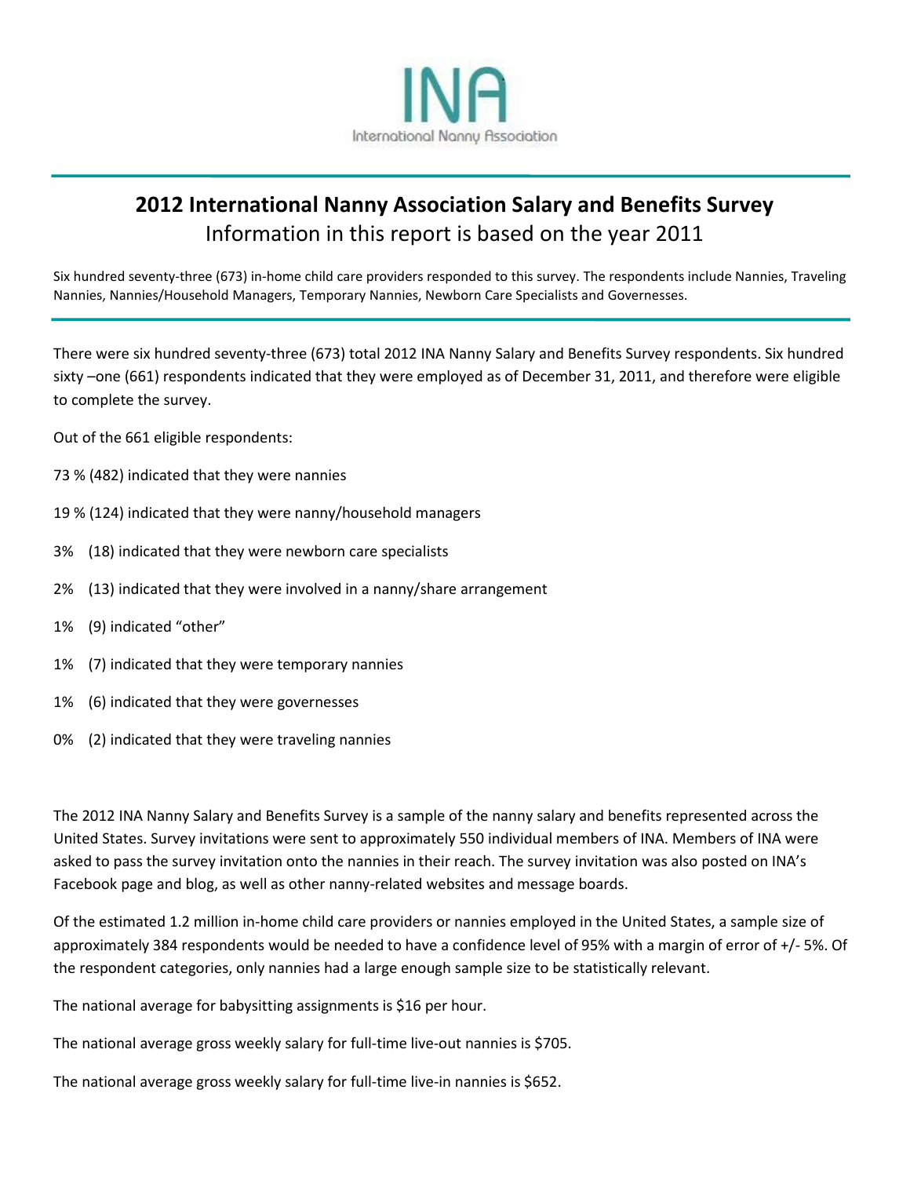INA

International Nanny Association

# 2012 International Nanny Association Salary and Benefits Survey

## Information in this report is based on the year 2011

Six hundred seventy-three (673) in-home child care providers responded to this survey. The respondents include Nannies, Traveling Nannies, Nannies/Household Managers, Temporary Nannies, Newborn Care Specialists and Governesses.

There were six hundred seventy-three (673) total 2012 INA Nanny Salary and Benefits Survey respondents. Six hundred sixty –one (661) respondents indicated that they were employed as of December 31, 2011, and therefore were eligible to complete the survey.

Out of the 661 eligible respondents:

73 % (482) indicated that they were nannies

19 % (124) indicated that they were nanny/household managers

3% (18) indicated that they were newborn care specialists

2% (13) indicated that they were involved in a nanny/share arrangement

1% (9) indicated "other"

1% (7) indicated that they were temporary nannies

1% (6) indicated that they were governesses

0% (2) indicated that they were traveling nannies

The 2012 INA Nanny Salary and Benefits Survey is a sample of the nanny salary and benefits represented across the United States. Survey invitations were sent to approximately 550 individual members of INA. Members of INA were asked to pass the survey invitation onto the nannies in their reach. The survey invitation was also posted on INA's Facebook page and blog, as well as other nanny-related websites and message boards.

Of the estimated 1.2 million in-home child care providers or nannies employed in the United States, a sample size of approximately 384 respondents would be needed to have a confidence level of 95% with a margin of error of +/- 5%. Of the respondent categories, only nannies had a large enough sample size to be statistically relevant.

The national average for babysitting assignments is $16 per hour.

The national average gross weekly salary for full-time live-out nannies is $705.

The national average gross weekly salary for full-time live-in nannies is $652.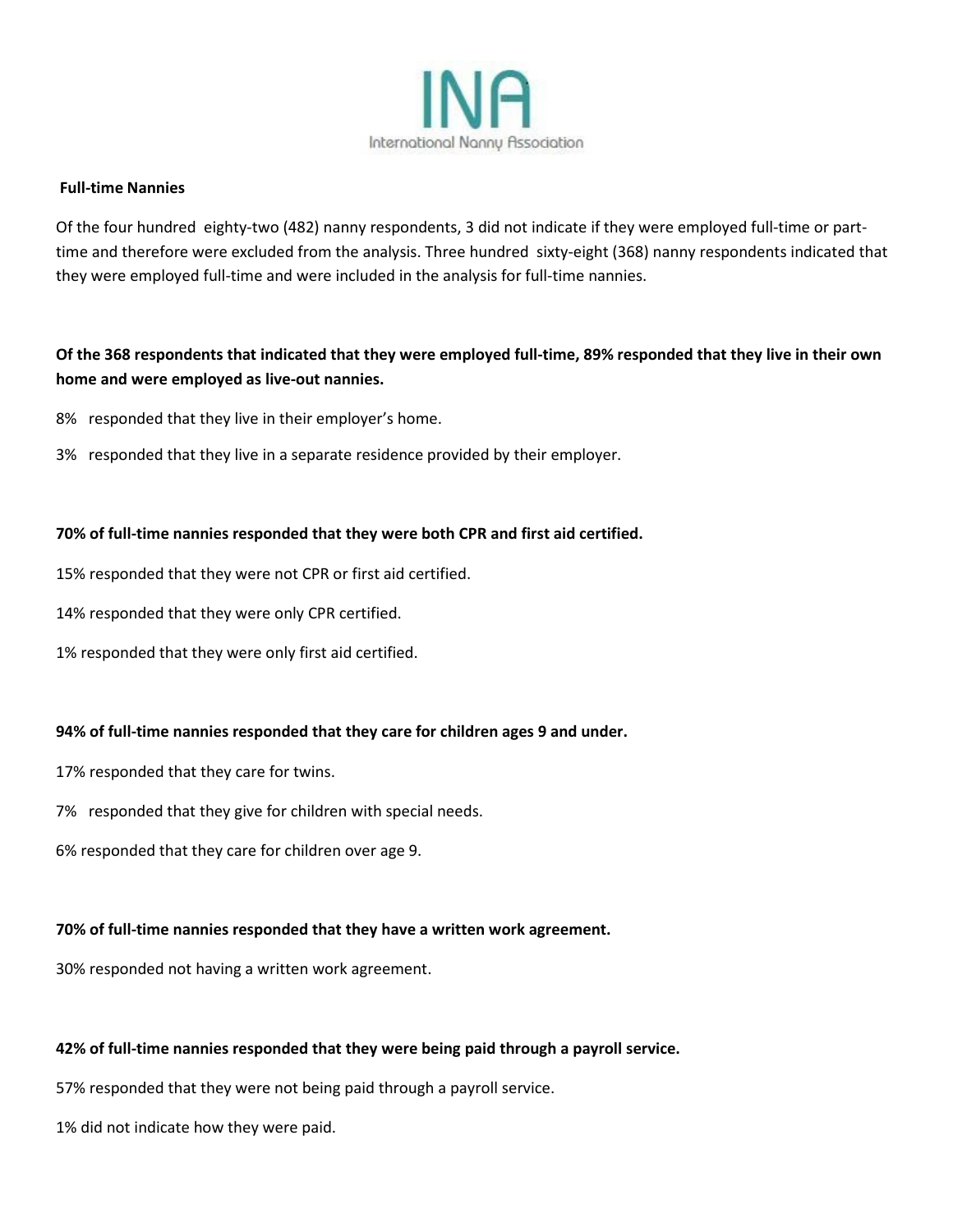**Full-time Nannies**

Of the four hundred eighty-two (482) nanny respondents, 3 did not indicate if they were employed full-time or part-time and therefore were excluded from the analysis. Three hundred sixty-eight (368) nanny respondents indicated that they were employed full-time and were included in the analysis for full-time nannies.

**Of the 368 respondents that indicated that they were employed full-time, 89% responded that they live in their own home and were employed as live-out nannies.**

8% responded that they live in their employer's home.

3% responded that they live in a separate residence provided by their employer.

**70% of full-time nannies responded that they were both CPR and first aid certified.**

15% responded that they were not CPR or first aid certified.

14% responded that they were only CPR certified.

1% responded that they were only first aid certified.

**94% of full-time nannies responded that they care for children ages 9 and under.**

17% responded that they care for twins.

7% responded that they give for children with special needs.

6% responded that they care for children over age 9.

**70% of full-time nannies responded that they have a written work agreement.**

30% responded not having a written work agreement.

**42% of full-time nannies responded that they were being paid through a payroll service.**

57% responded that they were not being paid through a payroll service.

1% did not indicate how they were paid.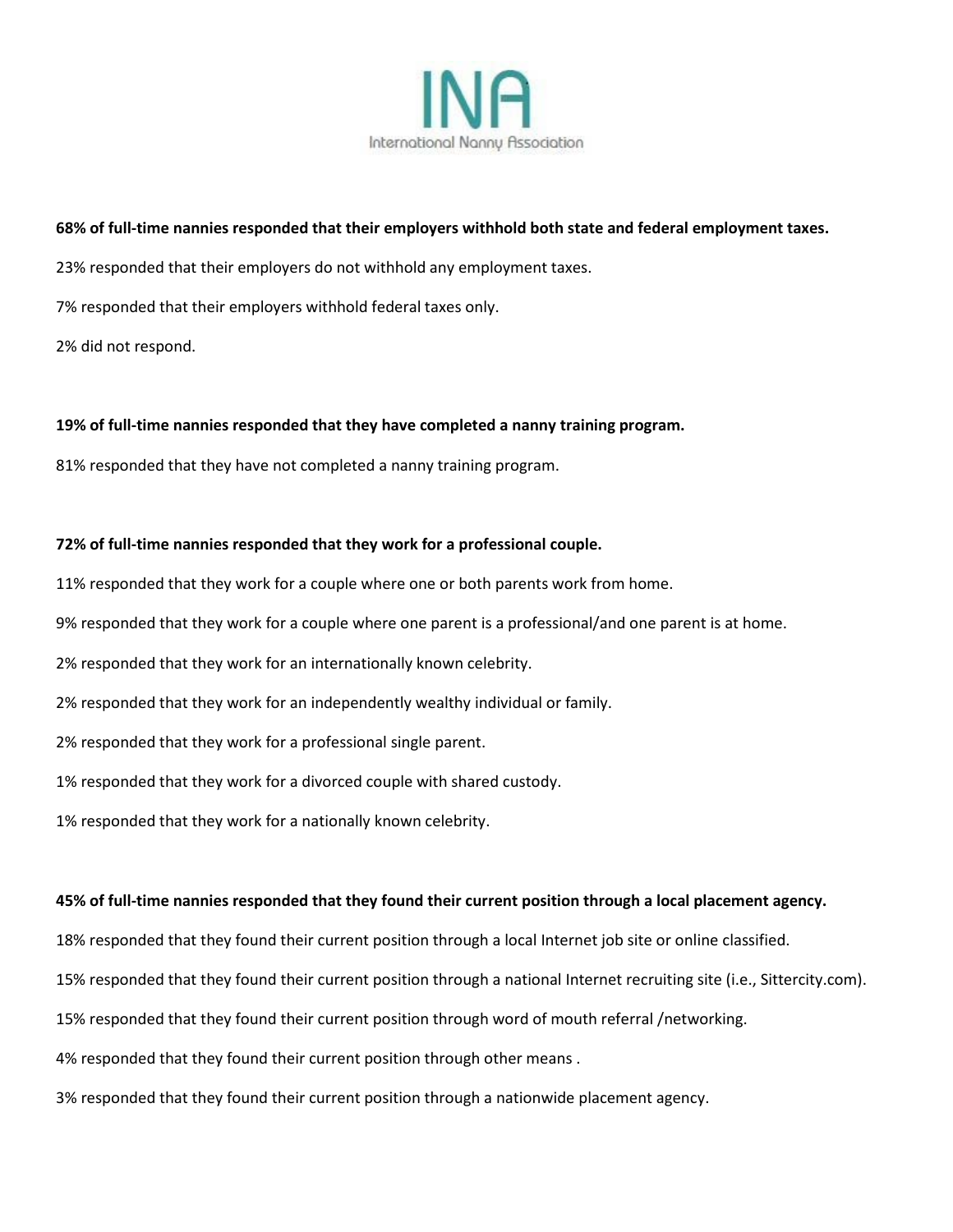**68% of full-time nannies responded that their employers withhold both state and federal employment taxes.**

23% responded that their employers do not withhold any employment taxes.

7% responded that their employers withhold federal taxes only.

2% did not respond.

**19% of full-time nannies responded that they have completed a nanny training program.**

81% responded that they have not completed a nanny training program.

**72% of full-time nannies responded that they work for a professional couple.**

11% responded that they work for a couple where one or both parents work from home.

9% responded that they work for a couple where one parent is a professional/and one parent is at home.

2% responded that they work for an internationally known celebrity.

2% responded that they work for an independently wealthy individual or family.

2% responded that they work for a professional single parent.

1% responded that they work for a divorced couple with shared custody.

1% responded that they work for a nationally known celebrity.

**45% of full-time nannies responded that they found their current position through a local placement agency.**

18% responded that they found their current position through a local Internet job site or online classified.

15% responded that they found their current position through a national Internet recruiting site (i.e., Sittercity.com).

15% responded that they found their current position through word of mouth referral /networking.

4% responded that they found their current position through other means .

3% responded that they found their current position through a nationwide placement agency.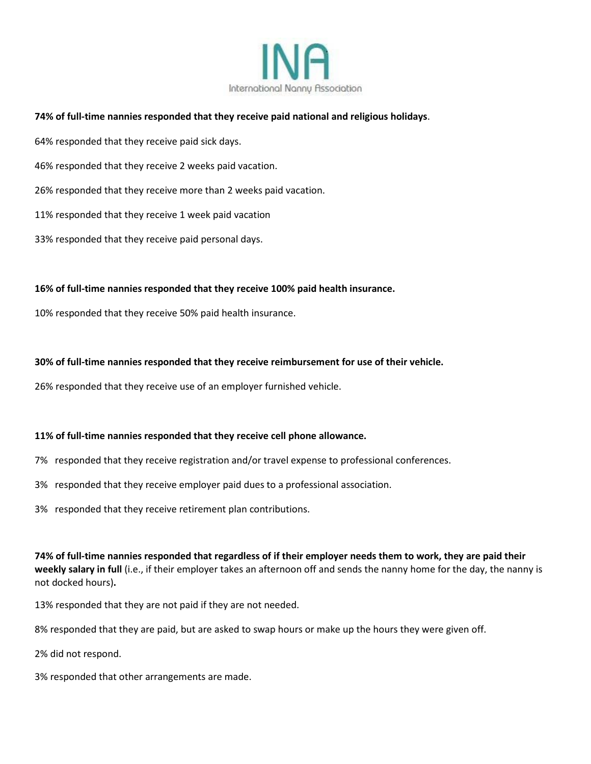**74% of full-time nannies responded that they receive paid national and religious holidays**.

64% responded that they receive paid sick days.

46% responded that they receive 2 weeks paid vacation.

26% responded that they receive more than 2 weeks paid vacation.

11% responded that they receive 1 week paid vacation

33% responded that they receive paid personal days.

**16% of full-time nannies responded that they receive 100% paid health insurance.**

10% responded that they receive 50% paid health insurance.

**30% of full-time nannies responded that they receive reimbursement for use of their vehicle.**

26% responded that they receive use of an employer furnished vehicle.

**11% of full-time nannies responded that they receive cell phone allowance.**

7% responded that they receive registration and/or travel expense to professional conferences.

3% responded that they receive employer paid dues to a professional association.

3% responded that they receive retirement plan contributions.

**74% of full-time nannies responded that regardless of if their employer needs them to work, they are paid their weekly salary in full** (i.e., if their employer takes an afternoon off and sends the nanny home for the day, the nanny is not docked hours)**.**

13% responded that they are not paid if they are not needed.

8% responded that they are paid, but are asked to swap hours or make up the hours they were given off.

2% did not respond.

3% responded that other arrangements are made.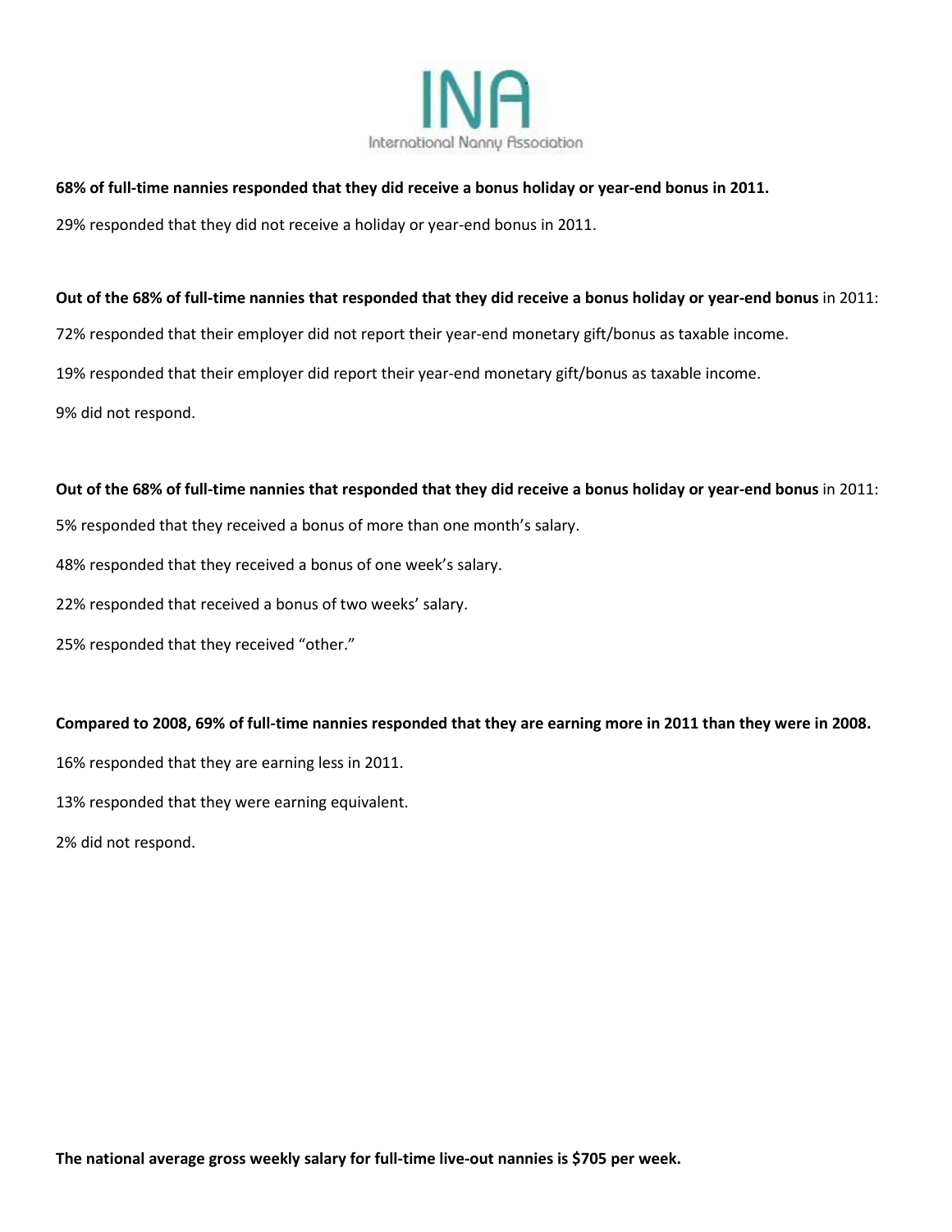**68% of full-time nannies responded that they did receive a bonus holiday or year-end bonus in 2011.**

29% responded that they did not receive a holiday or year-end bonus in 2011.

**Out of the 68% of full-time nannies that responded that they did receive a bonus holiday or year-end bonus** in 2011:

72% responded that their employer did not report their year-end monetary gift/bonus as taxable income.

19% responded that their employer did report their year-end monetary gift/bonus as taxable income.

9% did not respond.

**Out of the 68% of full-time nannies that responded that they did receive a bonus holiday or year-end bonus** in 2011:

5% responded that they received a bonus of more than one month's salary.

48% responded that they received a bonus of one week's salary.

22% responded that received a bonus of two weeks' salary.

25% responded that they received "other."

**Compared to 2008, 69% of full-time nannies responded that they are earning more in 2011 than they were in 2008.**

16% responded that they are earning less in 2011.

13% responded that they were earning equivalent.

2% did not respond.

**The national average gross weekly salary for full-time live-out nannies is $705 per week.**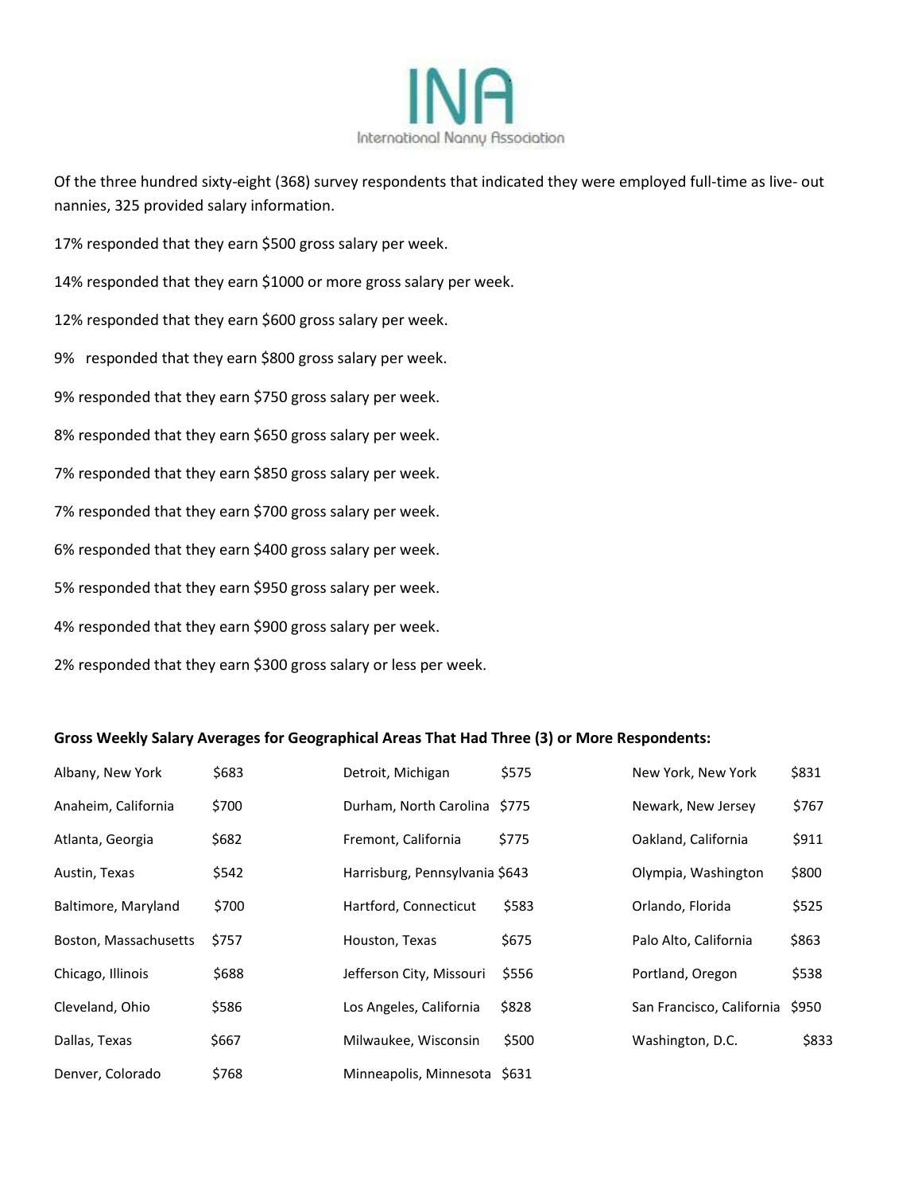International Nanny Association

Of the three hundred sixty-eight (368) survey respondents that indicated they were employed full-time as live- out nannies, 325 provided salary information.

17% responded that they earn $500 gross salary per week.

14% responded that they earn $1000 or more gross salary per week.

12% responded that they earn $600 gross salary per week.

9% responded that they earn $800 gross salary per week.

9% responded that they earn $750 gross salary per week.

8% responded that they earn $650 gross salary per week.

7% responded that they earn $850 gross salary per week.

7% responded that they earn $700 gross salary per week.

6% responded that they earn $400 gross salary per week.

5% responded that they earn $950 gross salary per week.

4% responded that they earn $900 gross salary per week.

2% responded that they earn $300 gross salary or less per week.

**Gross Weekly Salary Averages for Geographical Areas That Had Three (3) or More Respondents:**

| Area | Salary | Area | Salary | Area | Salary |
|---|---|---|---|---|---|
| Albany, New York | $683 | Detroit, Michigan | $575 | New York, New York | $831 |
| Anaheim, California | $700 | Durham, North Carolina | $775 | Newark, New Jersey | $767 |
| Atlanta, Georgia | $682 | Fremont, California | $775 | Oakland, California | $911 |
| Austin, Texas | $542 | Harrisburg, Pennsylvania | $643 | Olympia, Washington | $800 |
| Baltimore, Maryland | $700 | Hartford, Connecticut | $583 | Orlando, Florida | $525 |
| Boston, Massachusetts | $757 | Houston, Texas | $675 | Palo Alto, California | $863 |
| Chicago, Illinois | $688 | Jefferson City, Missouri | $556 | Portland, Oregon | $538 |
| Cleveland, Ohio | $586 | Los Angeles, California | $828 | San Francisco, California | $950 |
| Dallas, Texas | $667 | Milwaukee, Wisconsin | $500 | Washington, D.C. | $833 |
| Denver, Colorado | $768 | Minneapolis, Minnesota | $631 | | |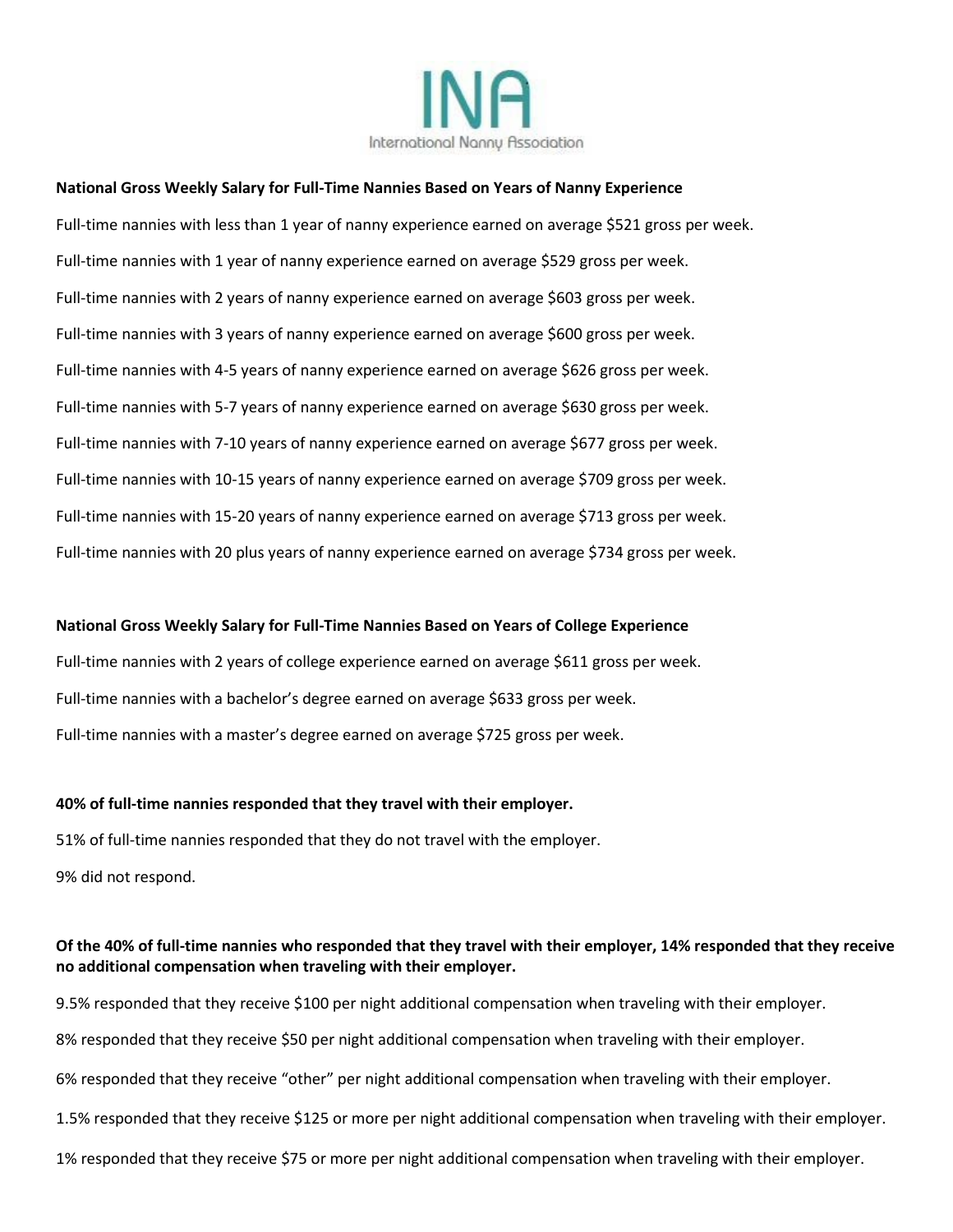**National Gross Weekly Salary for Full-Time Nannies Based on Years of Nanny Experience**

Full-time nannies with less than 1 year of nanny experience earned on average $521 gross per week.

Full-time nannies with 1 year of nanny experience earned on average $529 gross per week.

Full-time nannies with 2 years of nanny experience earned on average $603 gross per week.

Full-time nannies with 3 years of nanny experience earned on average $600 gross per week.

Full-time nannies with 4-5 years of nanny experience earned on average $626 gross per week.

Full-time nannies with 5-7 years of nanny experience earned on average $630 gross per week.

Full-time nannies with 7-10 years of nanny experience earned on average $677 gross per week.

Full-time nannies with 10-15 years of nanny experience earned on average $709 gross per week.

Full-time nannies with 15-20 years of nanny experience earned on average $713 gross per week.

Full-time nannies with 20 plus years of nanny experience earned on average $734 gross per week.

**National Gross Weekly Salary for Full-Time Nannies Based on Years of College Experience**

Full-time nannies with 2 years of college experience earned on average $611 gross per week.

Full-time nannies with a bachelor's degree earned on average $633 gross per week.

Full-time nannies with a master's degree earned on average $725 gross per week.

**40% of full-time nannies responded that they travel with their employer.**

51% of full-time nannies responded that they do not travel with the employer.

9% did not respond.

**Of the 40% of full-time nannies who responded that they travel with their employer, 14% responded that they receive no additional compensation when traveling with their employer.**

9.5% responded that they receive $100 per night additional compensation when traveling with their employer.

8% responded that they receive $50 per night additional compensation when traveling with their employer.

6% responded that they receive "other" per night additional compensation when traveling with their employer.

1.5% responded that they receive $125 or more per night additional compensation when traveling with their employer.

1% responded that they receive $75 or more per night additional compensation when traveling with their employer.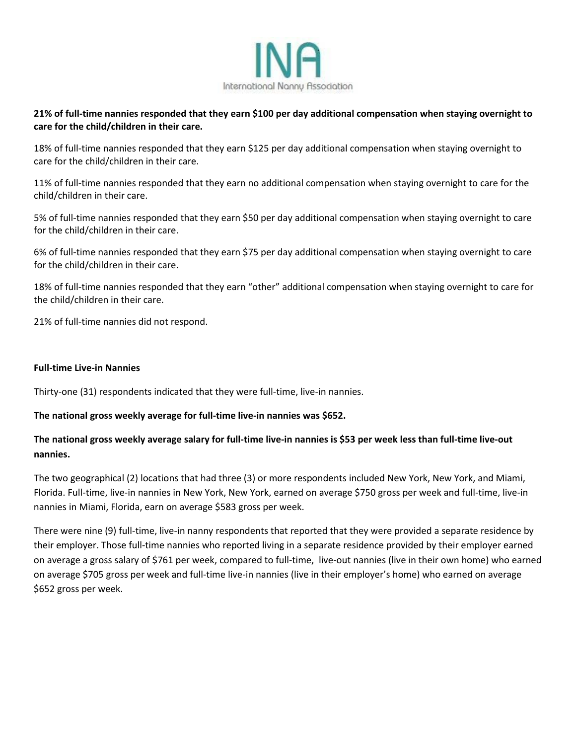**21% of full-time nannies responded that they earn $100 per day additional compensation when staying overnight to care for the child/children in their care.**

18% of full-time nannies responded that they earn $125 per day additional compensation when staying overnight to care for the child/children in their care.

11% of full-time nannies responded that they earn no additional compensation when staying overnight to care for the child/children in their care.

5% of full-time nannies responded that they earn $50 per day additional compensation when staying overnight to care for the child/children in their care.

6% of full-time nannies responded that they earn $75 per day additional compensation when staying overnight to care for the child/children in their care.

18% of full-time nannies responded that they earn "other" additional compensation when staying overnight to care for the child/children in their care.

21% of full-time nannies did not respond.

**Full-time Live-in Nannies**

Thirty-one (31) respondents indicated that they were full-time, live-in nannies.

**The national gross weekly average for full-time live-in nannies was $652.**

**The national gross weekly average salary for full-time live-in nannies is $53 per week less than full-time live-out nannies.**

The two geographical (2) locations that had three (3) or more respondents included New York, New York, and Miami, Florida. Full-time, live-in nannies in New York, New York, earned on average $750 gross per week and full-time, live-in nannies in Miami, Florida, earn on average $583 gross per week.

There were nine (9) full-time, live-in nanny respondents that reported that they were provided a separate residence by their employer. Those full-time nannies who reported living in a separate residence provided by their employer earned on average a gross salary of $761 per week, compared to full-time, live-out nannies (live in their own home) who earned on average $705 gross per week and full-time live-in nannies (live in their employer's home) who earned on average $652 gross per week.